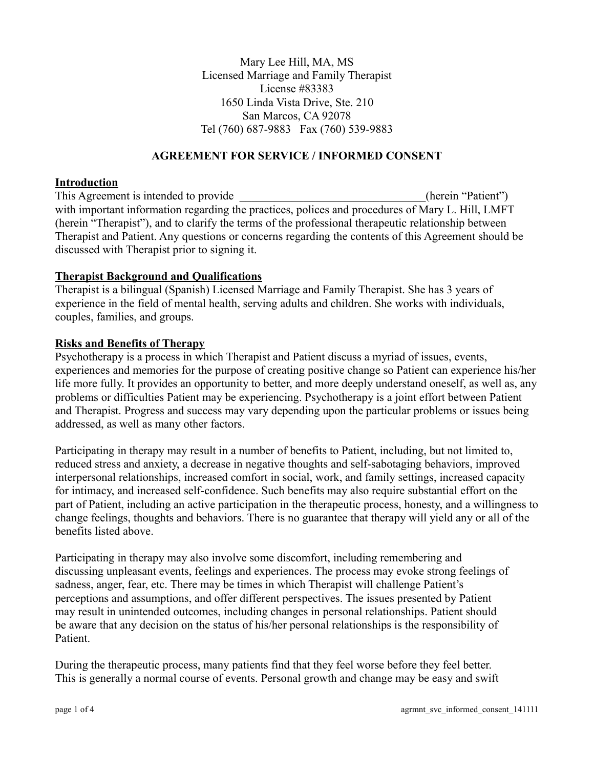Mary Lee Hill, MA, MS
Licensed Marriage and Family Therapist
License #83383
1650 Linda Vista Drive, Ste. 210
San Marcos, CA 92078
Tel (760) 687-9883   Fax (760) 539-9883

## AGREEMENT FOR SERVICE / INFORMED CONSENT

### Introduction

This Agreement is intended to provide ________________________________(herein "Patient") with important information regarding the practices, polices and procedures of Mary L. Hill, LMFT (herein "Therapist"), and to clarify the terms of the professional therapeutic relationship between Therapist and Patient. Any questions or concerns regarding the contents of this Agreement should be discussed with Therapist prior to signing it.

### Therapist Background and Qualifications

Therapist is a bilingual (Spanish) Licensed Marriage and Family Therapist. She has 3 years of experience in the field of mental health, serving adults and children. She works with individuals, couples, families, and groups.

### Risks and Benefits of Therapy

Psychotherapy is a process in which Therapist and Patient discuss a myriad of issues, events, experiences and memories for the purpose of creating positive change so Patient can experience his/her life more fully. It provides an opportunity to better, and more deeply understand oneself, as well as, any problems or difficulties Patient may be experiencing. Psychotherapy is a joint effort between Patient and Therapist. Progress and success may vary depending upon the particular problems or issues being addressed, as well as many other factors.

Participating in therapy may result in a number of benefits to Patient, including, but not limited to, reduced stress and anxiety, a decrease in negative thoughts and self-sabotaging behaviors, improved interpersonal relationships, increased comfort in social, work, and family settings, increased capacity for intimacy, and increased self-confidence. Such benefits may also require substantial effort on the part of Patient, including an active participation in the therapeutic process, honesty, and a willingness to change feelings, thoughts and behaviors. There is no guarantee that therapy will yield any or all of the benefits listed above.

Participating in therapy may also involve some discomfort, including remembering and discussing unpleasant events, feelings and experiences. The process may evoke strong feelings of sadness, anger, fear, etc. There may be times in which Therapist will challenge Patient's perceptions and assumptions, and offer different perspectives. The issues presented by Patient may result in unintended outcomes, including changes in personal relationships. Patient should be aware that any decision on the status of his/her personal relationships is the responsibility of Patient.

During the therapeutic process, many patients find that they feel worse before they feel better. This is generally a normal course of events. Personal growth and change may be easy and swift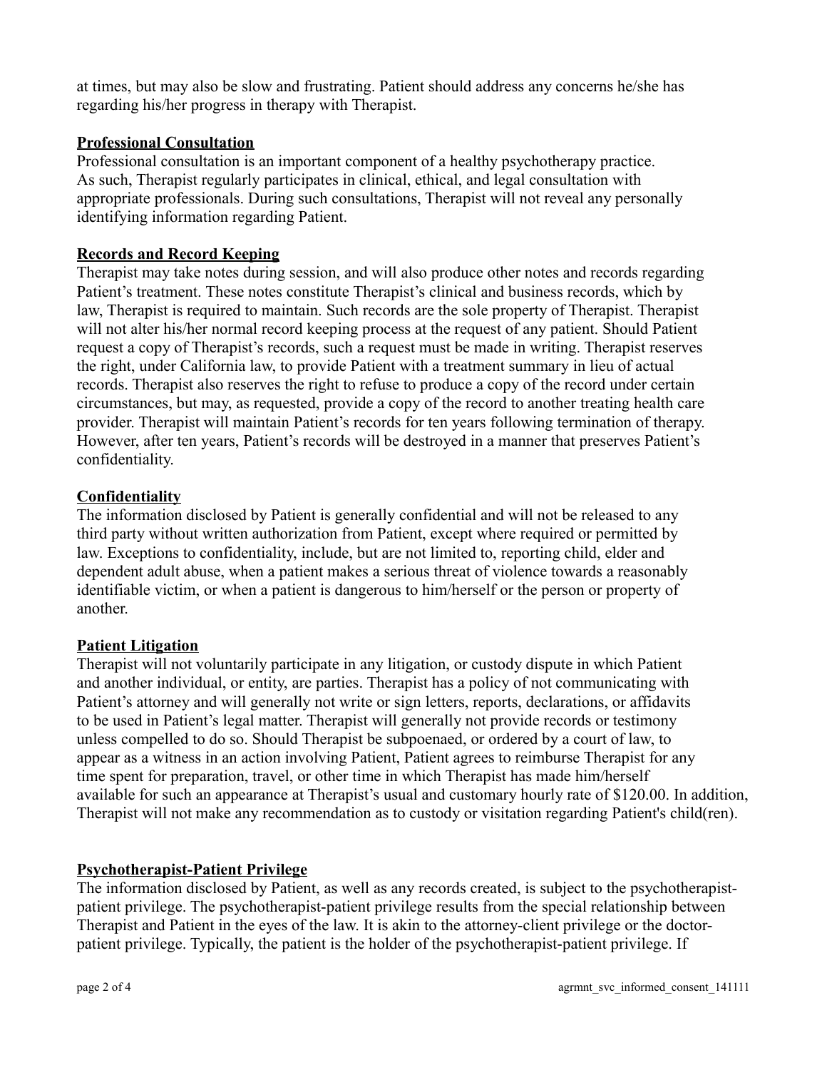at times, but may also be slow and frustrating. Patient should address any concerns he/she has regarding his/her progress in therapy with Therapist.

**Professional Consultation**

Professional consultation is an important component of a healthy psychotherapy practice. As such, Therapist regularly participates in clinical, ethical, and legal consultation with appropriate professionals. During such consultations, Therapist will not reveal any personally identifying information regarding Patient.

**Records and Record Keeping**

Therapist may take notes during session, and will also produce other notes and records regarding Patient's treatment. These notes constitute Therapist's clinical and business records, which by law, Therapist is required to maintain. Such records are the sole property of Therapist. Therapist will not alter his/her normal record keeping process at the request of any patient. Should Patient request a copy of Therapist's records, such a request must be made in writing. Therapist reserves the right, under California law, to provide Patient with a treatment summary in lieu of actual records. Therapist also reserves the right to refuse to produce a copy of the record under certain circumstances, but may, as requested, provide a copy of the record to another treating health care provider. Therapist will maintain Patient's records for ten years following termination of therapy. However, after ten years, Patient's records will be destroyed in a manner that preserves Patient's confidentiality.

**Confidentiality**

The information disclosed by Patient is generally confidential and will not be released to any third party without written authorization from Patient, except where required or permitted by law. Exceptions to confidentiality, include, but are not limited to, reporting child, elder and dependent adult abuse, when a patient makes a serious threat of violence towards a reasonably identifiable victim, or when a patient is dangerous to him/herself or the person or property of another.

**Patient Litigation**

Therapist will not voluntarily participate in any litigation, or custody dispute in which Patient and another individual, or entity, are parties. Therapist has a policy of not communicating with Patient's attorney and will generally not write or sign letters, reports, declarations, or affidavits to be used in Patient's legal matter. Therapist will generally not provide records or testimony unless compelled to do so. Should Therapist be subpoenaed, or ordered by a court of law, to appear as a witness in an action involving Patient, Patient agrees to reimburse Therapist for any time spent for preparation, travel, or other time in which Therapist has made him/herself available for such an appearance at Therapist's usual and customary hourly rate of $120.00. In addition, Therapist will not make any recommendation as to custody or visitation regarding Patient's child(ren).

**Psychotherapist-Patient Privilege**

The information disclosed by Patient, as well as any records created, is subject to the psychotherapist-patient privilege. The psychotherapist-patient privilege results from the special relationship between Therapist and Patient in the eyes of the law. It is akin to the attorney-client privilege or the doctor-patient privilege. Typically, the patient is the holder of the psychotherapist-patient privilege. If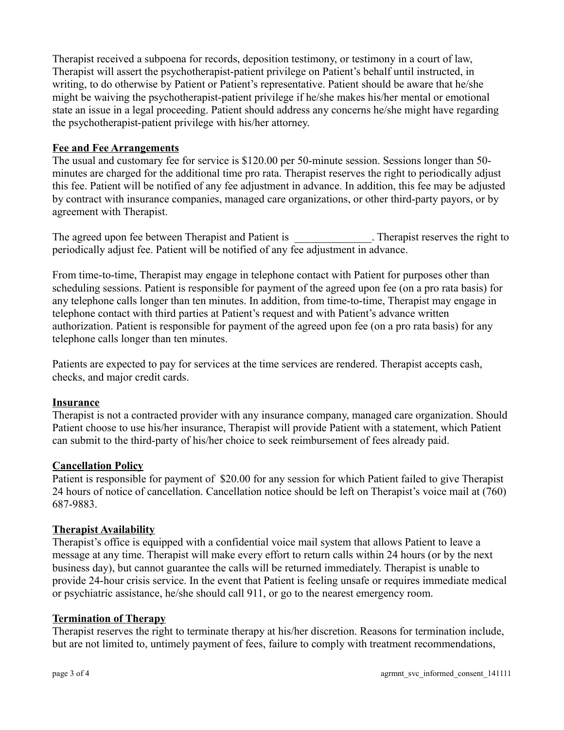Therapist received a subpoena for records, deposition testimony, or testimony in a court of law, Therapist will assert the psychotherapist-patient privilege on Patient's behalf until instructed, in writing, to do otherwise by Patient or Patient's representative. Patient should be aware that he/she might be waiving the psychotherapist-patient privilege if he/she makes his/her mental or emotional state an issue in a legal proceeding. Patient should address any concerns he/she might have regarding the psychotherapist-patient privilege with his/her attorney.

**Fee and Fee Arrangements**

The usual and customary fee for service is $120.00 per 50-minute session. Sessions longer than 50-minutes are charged for the additional time pro rata. Therapist reserves the right to periodically adjust this fee. Patient will be notified of any fee adjustment in advance. In addition, this fee may be adjusted by contract with insurance companies, managed care organizations, or other third-party payors, or by agreement with Therapist.

The agreed upon fee between Therapist and Patient is ______________. Therapist reserves the right to periodically adjust fee. Patient will be notified of any fee adjustment in advance.

From time-to-time, Therapist may engage in telephone contact with Patient for purposes other than scheduling sessions. Patient is responsible for payment of the agreed upon fee (on a pro rata basis) for any telephone calls longer than ten minutes. In addition, from time-to-time, Therapist may engage in telephone contact with third parties at Patient's request and with Patient's advance written authorization. Patient is responsible for payment of the agreed upon fee (on a pro rata basis) for any telephone calls longer than ten minutes.

Patients are expected to pay for services at the time services are rendered. Therapist accepts cash, checks, and major credit cards.

**Insurance**

Therapist is not a contracted provider with any insurance company, managed care organization. Should Patient choose to use his/her insurance, Therapist will provide Patient with a statement, which Patient can submit to the third-party of his/her choice to seek reimbursement of fees already paid.

**Cancellation Policy**

Patient is responsible for payment of $20.00 for any session for which Patient failed to give Therapist 24 hours of notice of cancellation. Cancellation notice should be left on Therapist's voice mail at (760) 687-9883.

**Therapist Availability**

Therapist's office is equipped with a confidential voice mail system that allows Patient to leave a message at any time. Therapist will make every effort to return calls within 24 hours (or by the next business day), but cannot guarantee the calls will be returned immediately. Therapist is unable to provide 24-hour crisis service. In the event that Patient is feeling unsafe or requires immediate medical or psychiatric assistance, he/she should call 911, or go to the nearest emergency room.

**Termination of Therapy**

Therapist reserves the right to terminate therapy at his/her discretion. Reasons for termination include, but are not limited to, untimely payment of fees, failure to comply with treatment recommendations,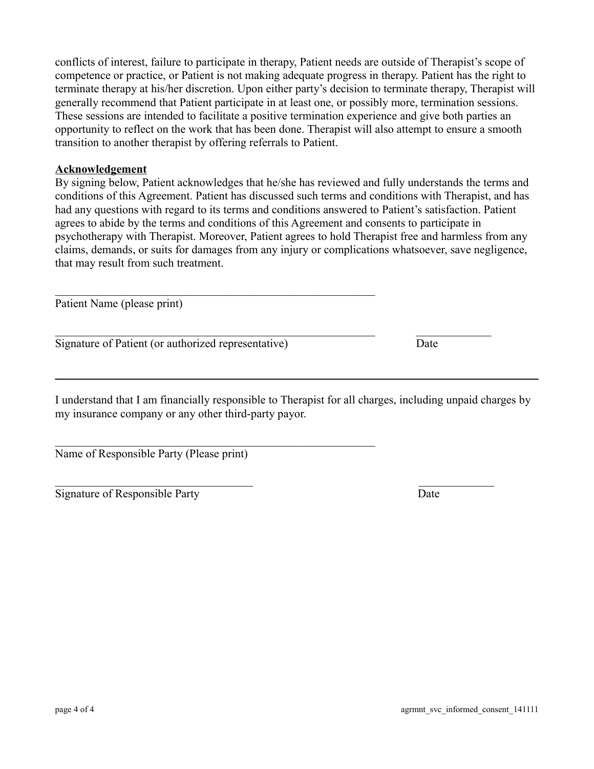conflicts of interest, failure to participate in therapy, Patient needs are outside of Therapist's scope of competence or practice, or Patient is not making adequate progress in therapy. Patient has the right to terminate therapy at his/her discretion. Upon either party's decision to terminate therapy, Therapist will generally recommend that Patient participate in at least one, or possibly more, termination sessions. These sessions are intended to facilitate a positive termination experience and give both parties an opportunity to reflect on the work that has been done. Therapist will also attempt to ensure a smooth transition to another therapist by offering referrals to Patient.

**Acknowledgement**

By signing below, Patient acknowledges that he/she has reviewed and fully understands the terms and conditions of this Agreement. Patient has discussed such terms and conditions with Therapist, and has had any questions with regard to its terms and conditions answered to Patient's satisfaction. Patient agrees to abide by the terms and conditions of this Agreement and consents to participate in psychotherapy with Therapist. Moreover, Patient agrees to hold Therapist free and harmless from any claims, demands, or suits for damages from any injury or complications whatsoever, save negligence, that may result from such treatment.

\_\_\_\_\_\_\_\_\_\_\_\_\_\_\_\_\_\_\_\_\_\_\_\_\_\_\_\_\_\_\_\_\_\_\_\_\_\_\_\_\_\_\_\_\_\_\_\_\_\_\_\_\_\_\_\_\_\_
Patient Name (please print)

\_\_\_\_\_\_\_\_\_\_\_\_\_\_\_\_\_\_\_\_\_\_\_\_\_\_\_\_\_\_\_\_\_\_\_\_\_\_\_\_\_\_\_\_\_\_\_\_\_\_\_\_\_\_\_\_\_\_ \_\_\_\_\_\_\_\_\_\_\_\_\_\_
Signature of Patient (or authorized representative) Date

---

I understand that I am financially responsible to Therapist for all charges, including unpaid charges by my insurance company or any other third-party payor.

\_\_\_\_\_\_\_\_\_\_\_\_\_\_\_\_\_\_\_\_\_\_\_\_\_\_\_\_\_\_\_\_\_\_\_\_\_\_\_\_\_\_\_\_\_\_\_\_\_\_\_\_\_\_\_\_\_\_
Name of Responsible Party (Please print)

\_\_\_\_\_\_\_\_\_\_\_\_\_\_\_\_\_\_\_\_\_\_\_\_\_\_\_\_\_\_\_\_\_\_\_\_ \_\_\_\_\_\_\_\_\_\_\_\_\_\_
Signature of Responsible Party Date

agrmnt_svc_informed_consent_141111